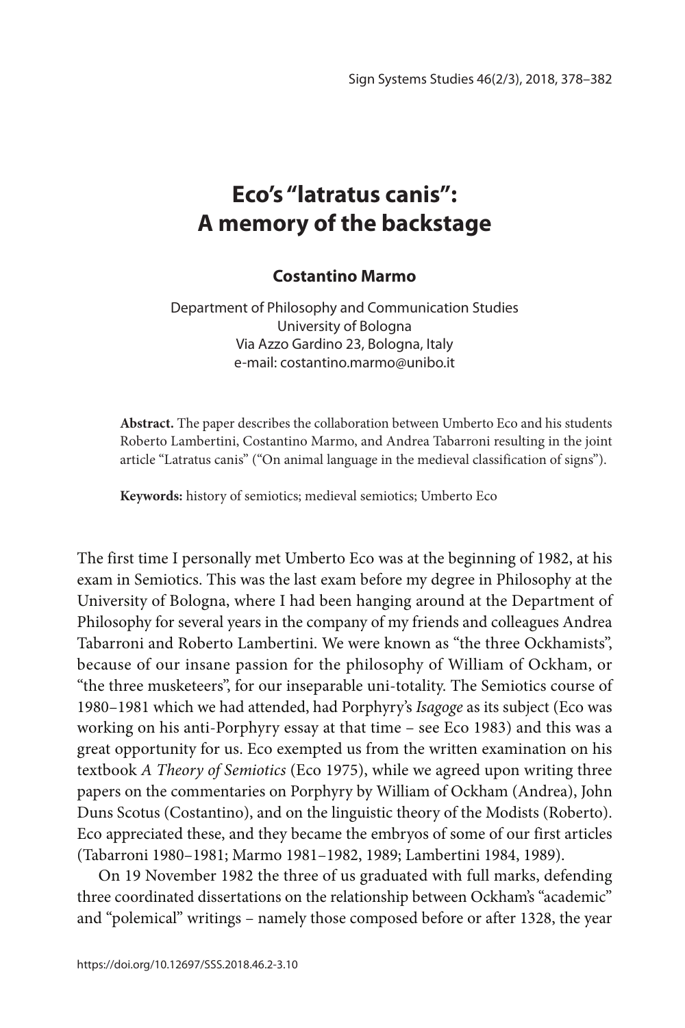# Eco's "latratus canis": A memory of the backstage

**Costantino Marmo**

Department of Philosophy and Communication Studies
University of Bologna
Via Azzo Gardino 23, Bologna, Italy
e-mail: costantino.marmo@unibo.it

**Abstract.** The paper describes the collaboration between Umberto Eco and his students Roberto Lambertini, Costantino Marmo, and Andrea Tabarroni resulting in the joint article "Latratus canis" ("On animal language in the medieval classification of signs").

**Keywords:** history of semiotics; medieval semiotics; Umberto Eco

The first time I personally met Umberto Eco was at the beginning of 1982, at his exam in Semiotics. This was the last exam before my degree in Philosophy at the University of Bologna, where I had been hanging around at the Department of Philosophy for several years in the company of my friends and colleagues Andrea Tabarroni and Roberto Lambertini. We were known as "the three Ockhamists", because of our insane passion for the philosophy of William of Ockham, or "the three musketeers", for our inseparable uni-totality. The Semiotics course of 1980–1981 which we had attended, had Porphyry's *Isagoge* as its subject (Eco was working on his anti-Porphyry essay at that time – see Eco 1983) and this was a great opportunity for us. Eco exempted us from the written examination on his textbook *A Theory of Semiotics* (Eco 1975), while we agreed upon writing three papers on the commentaries on Porphyry by William of Ockham (Andrea), John Duns Scotus (Costantino), and on the linguistic theory of the Modists (Roberto). Eco appreciated these, and they became the embryos of some of our first articles (Tabarroni 1980–1981; Marmo 1981–1982, 1989; Lambertini 1984, 1989).

On 19 November 1982 the three of us graduated with full marks, defending three coordinated dissertations on the relationship between Ockham's "academic" and "polemical" writings – namely those composed before or after 1328, the year

https://doi.org/10.12697/SSS.2018.46.2-3.10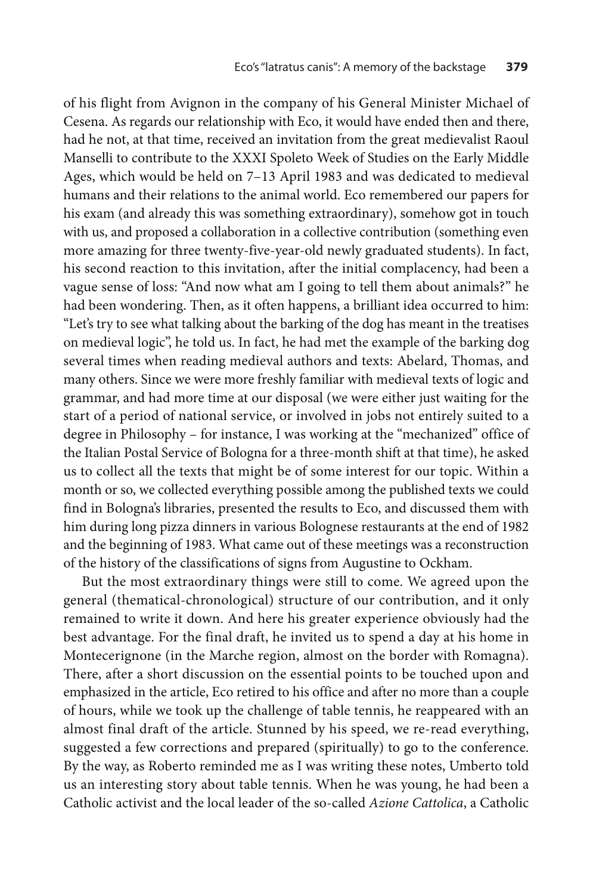of his flight from Avignon in the company of his General Minister Michael of Cesena. As regards our relationship with Eco, it would have ended then and there, had he not, at that time, received an invitation from the great medievalist Raoul Manselli to contribute to the XXXI Spoleto Week of Studies on the Early Middle Ages, which would be held on 7–13 April 1983 and was dedicated to medieval humans and their relations to the animal world. Eco remembered our papers for his exam (and already this was something extraordinary), somehow got in touch with us, and proposed a collaboration in a collective contribution (something even more amazing for three twenty-five-year-old newly graduated students). In fact, his second reaction to this invitation, after the initial complacency, had been a vague sense of loss: "And now what am I going to tell them about animals?" he had been wondering. Then, as it often happens, a brilliant idea occurred to him: "Let's try to see what talking about the barking of the dog has meant in the treatises on medieval logic", he told us. In fact, he had met the example of the barking dog several times when reading medieval authors and texts: Abelard, Thomas, and many others. Since we were more freshly familiar with medieval texts of logic and grammar, and had more time at our disposal (we were either just waiting for the start of a period of national service, or involved in jobs not entirely suited to a degree in Philosophy – for instance, I was working at the "mechanized" office of the Italian Postal Service of Bologna for a three-month shift at that time), he asked us to collect all the texts that might be of some interest for our topic. Within a month or so, we collected everything possible among the published texts we could find in Bologna's libraries, presented the results to Eco, and discussed them with him during long pizza dinners in various Bolognese restaurants at the end of 1982 and the beginning of 1983. What came out of these meetings was a reconstruction of the history of the classifications of signs from Augustine to Ockham.

But the most extraordinary things were still to come. We agreed upon the general (thematical-chronological) structure of our contribution, and it only remained to write it down. And here his greater experience obviously had the best advantage. For the final draft, he invited us to spend a day at his home in Montecerignone (in the Marche region, almost on the border with Romagna). There, after a short discussion on the essential points to be touched upon and emphasized in the article, Eco retired to his office and after no more than a couple of hours, while we took up the challenge of table tennis, he reappeared with an almost final draft of the article. Stunned by his speed, we re-read everything, suggested a few corrections and prepared (spiritually) to go to the conference. By the way, as Roberto reminded me as I was writing these notes, Umberto told us an interesting story about table tennis. When he was young, he had been a Catholic activist and the local leader of the so-called *Azione Cattolica*, a Catholic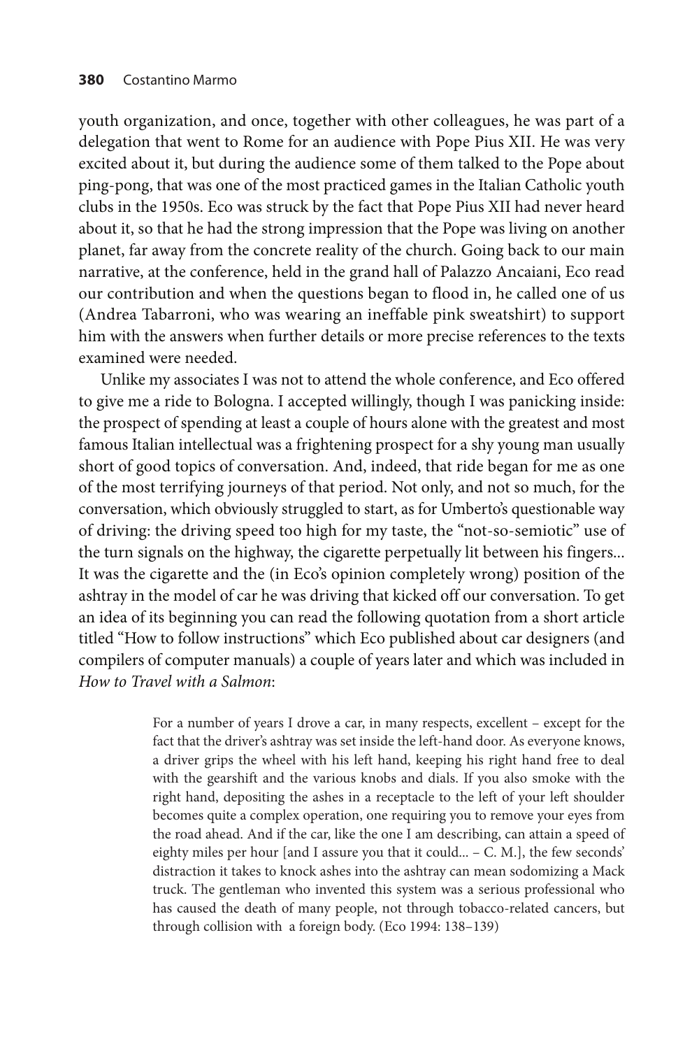youth organization, and once, together with other colleagues, he was part of a delegation that went to Rome for an audience with Pope Pius XII. He was very excited about it, but during the audience some of them talked to the Pope about ping-pong, that was one of the most practiced games in the Italian Catholic youth clubs in the 1950s. Eco was struck by the fact that Pope Pius XII had never heard about it, so that he had the strong impression that the Pope was living on another planet, far away from the concrete reality of the church. Going back to our main narrative, at the conference, held in the grand hall of Palazzo Ancaiani, Eco read our contribution and when the questions began to flood in, he called one of us (Andrea Tabarroni, who was wearing an ineffable pink sweatshirt) to support him with the answers when further details or more precise references to the texts examined were needed.

Unlike my associates I was not to attend the whole conference, and Eco offered to give me a ride to Bologna. I accepted willingly, though I was panicking inside: the prospect of spending at least a couple of hours alone with the greatest and most famous Italian intellectual was a frightening prospect for a shy young man usually short of good topics of conversation. And, indeed, that ride began for me as one of the most terrifying journeys of that period. Not only, and not so much, for the conversation, which obviously struggled to start, as for Umberto's questionable way of driving: the driving speed too high for my taste, the "not-so-semiotic" use of the turn signals on the highway, the cigarette perpetually lit between his fingers... It was the cigarette and the (in Eco's opinion completely wrong) position of the ashtray in the model of car he was driving that kicked off our conversation. To get an idea of its beginning you can read the following quotation from a short article titled "How to follow instructions" which Eco published about car designers (and compilers of computer manuals) a couple of years later and which was included in *How to Travel with a Salmon*:

> For a number of years I drove a car, in many respects, excellent – except for the fact that the driver's ashtray was set inside the left-hand door. As everyone knows, a driver grips the wheel with his left hand, keeping his right hand free to deal with the gearshift and the various knobs and dials. If you also smoke with the right hand, depositing the ashes in a receptacle to the left of your left shoulder becomes quite a complex operation, one requiring you to remove your eyes from the road ahead. And if the car, like the one I am describing, can attain a speed of eighty miles per hour [and I assure you that it could... – C. M.], the few seconds' distraction it takes to knock ashes into the ashtray can mean sodomizing a Mack truck. The gentleman who invented this system was a serious professional who has caused the death of many people, not through tobacco-related cancers, but through collision with a foreign body. (Eco 1994: 138–139)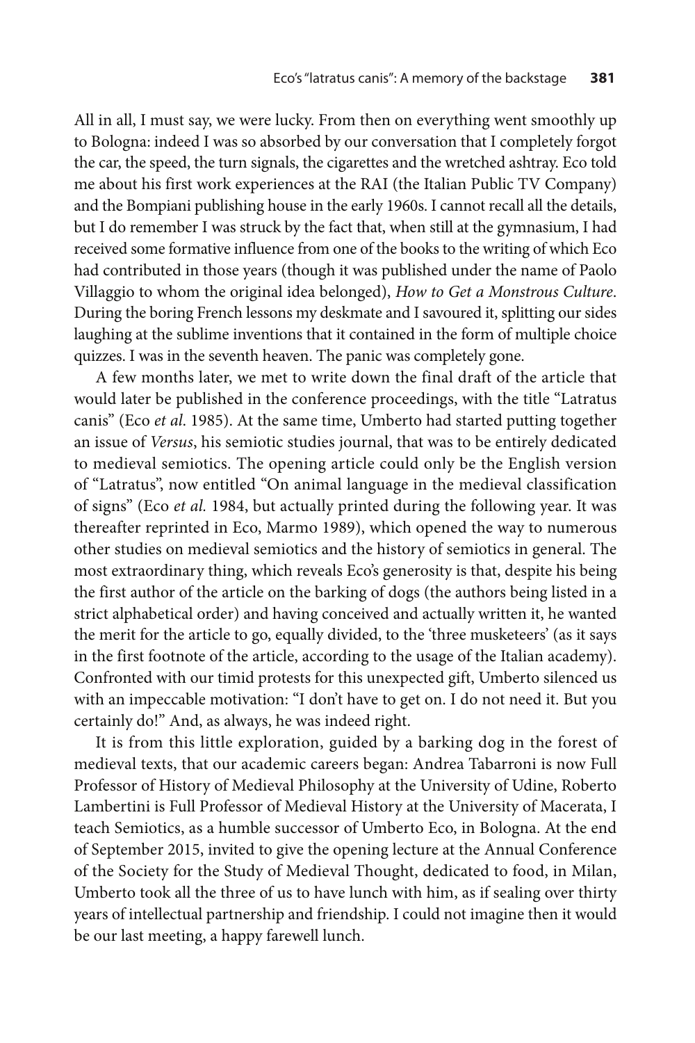All in all, I must say, we were lucky. From then on everything went smoothly up to Bologna: indeed I was so absorbed by our conversation that I completely forgot the car, the speed, the turn signals, the cigarettes and the wretched ashtray. Eco told me about his first work experiences at the RAI (the Italian Public TV Company) and the Bompiani publishing house in the early 1960s. I cannot recall all the details, but I do remember I was struck by the fact that, when still at the gymnasium, I had received some formative influence from one of the books to the writing of which Eco had contributed in those years (though it was published under the name of Paolo Villaggio to whom the original idea belonged), *How to Get a Monstrous Culture*. During the boring French lessons my deskmate and I savoured it, splitting our sides laughing at the sublime inventions that it contained in the form of multiple choice quizzes. I was in the seventh heaven. The panic was completely gone.

A few months later, we met to write down the final draft of the article that would later be published in the conference proceedings, with the title "Latratus canis" (Eco *et al.* 1985). At the same time, Umberto had started putting together an issue of *Versus*, his semiotic studies journal, that was to be entirely dedicated to medieval semiotics. The opening article could only be the English version of "Latratus", now entitled "On animal language in the medieval classification of signs" (Eco *et al.* 1984, but actually printed during the following year. It was thereafter reprinted in Eco, Marmo 1989), which opened the way to numerous other studies on medieval semiotics and the history of semiotics in general. The most extraordinary thing, which reveals Eco's generosity is that, despite his being the first author of the article on the barking of dogs (the authors being listed in a strict alphabetical order) and having conceived and actually written it, he wanted the merit for the article to go, equally divided, to the 'three musketeers' (as it says in the first footnote of the article, according to the usage of the Italian academy). Confronted with our timid protests for this unexpected gift, Umberto silenced us with an impeccable motivation: "I don't have to get on. I do not need it. But you certainly do!" And, as always, he was indeed right.

It is from this little exploration, guided by a barking dog in the forest of medieval texts, that our academic careers began: Andrea Tabarroni is now Full Professor of History of Medieval Philosophy at the University of Udine, Roberto Lambertini is Full Professor of Medieval History at the University of Macerata, I teach Semiotics, as a humble successor of Umberto Eco, in Bologna. At the end of September 2015, invited to give the opening lecture at the Annual Conference of the Society for the Study of Medieval Thought, dedicated to food, in Milan, Umberto took all the three of us to have lunch with him, as if sealing over thirty years of intellectual partnership and friendship. I could not imagine then it would be our last meeting, a happy farewell lunch.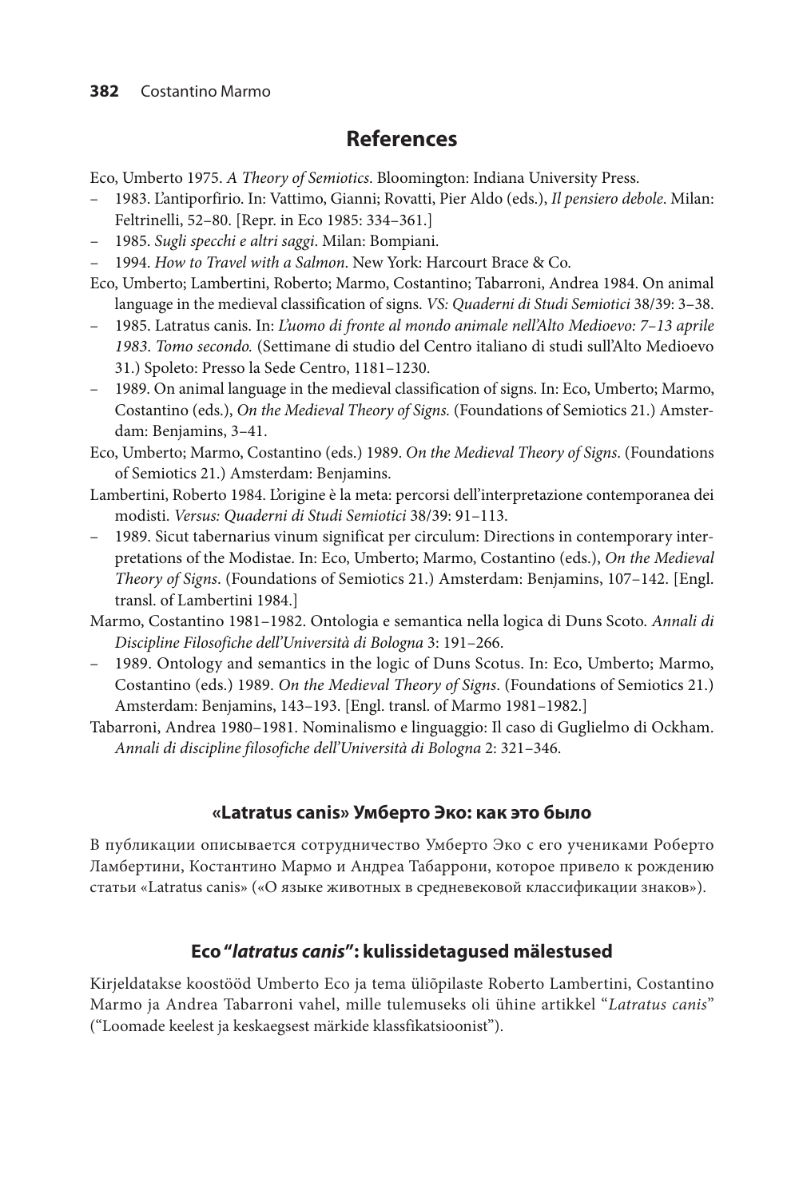## References

Eco, Umberto 1975. *A Theory of Semiotics*. Bloomington: Indiana University Press.

– 1983. L'antiporfirio. In: Vattimo, Gianni; Rovatti, Pier Aldo (eds.), *Il pensiero debole*. Milan: Feltrinelli, 52–80. [Repr. in Eco 1985: 334–361.]

– 1985. *Sugli specchi e altri saggi*. Milan: Bompiani.

– 1994. *How to Travel with a Salmon*. New York: Harcourt Brace & Co.

Eco, Umberto; Lambertini, Roberto; Marmo, Costantino; Tabarroni, Andrea 1984. On animal language in the medieval classification of signs. *VS: Quaderni di Studi Semiotici* 38/39: 3–38.

– 1985. Latratus canis. In: *L'uomo di fronte al mondo animale nell'Alto Medioevo: 7–13 aprile 1983. Tomo secondo.* (Settimane di studio del Centro italiano di studi sull'Alto Medioevo 31.) Spoleto: Presso la Sede Centro, 1181–1230.

– 1989. On animal language in the medieval classification of signs. In: Eco, Umberto; Marmo, Costantino (eds.), *On the Medieval Theory of Signs.* (Foundations of Semiotics 21.) Amsterdam: Benjamins, 3–41.

Eco, Umberto; Marmo, Costantino (eds.) 1989. *On the Medieval Theory of Signs*. (Foundations of Semiotics 21.) Amsterdam: Benjamins.

Lambertini, Roberto 1984. L'origine è la meta: percorsi dell'interpretazione contemporanea dei modisti. *Versus: Quaderni di Studi Semiotici* 38/39: 91–113.

– 1989. Sicut tabernarius vinum significat per circulum: Directions in contemporary interpretations of the Modistae. In: Eco, Umberto; Marmo, Costantino (eds.), *On the Medieval Theory of Signs*. (Foundations of Semiotics 21.) Amsterdam: Benjamins, 107–142. [Engl. transl. of Lambertini 1984.]

Marmo, Costantino 1981–1982. Ontologia e semantica nella logica di Duns Scoto. *Annali di Discipline Filosofiche dell'Università di Bologna* 3: 191–266.

– 1989. Ontology and semantics in the logic of Duns Scotus. In: Eco, Umberto; Marmo, Costantino (eds.) 1989. *On the Medieval Theory of Signs*. (Foundations of Semiotics 21.) Amsterdam: Benjamins, 143–193. [Engl. transl. of Marmo 1981–1982.]

Tabarroni, Andrea 1980–1981. Nominalismo e linguaggio: Il caso di Guglielmo di Ockham. *Annali di discipline filosofiche dell'Università di Bologna* 2: 321–346.

### «Latratus canis» Умберто Эко: как это было

В публикации описывается сотрудничество Умберто Эко с его учениками Роберто Ламбертини, Костантино Мармо и Андреа Табаррони, которое привело к рождению статьи «Latratus canis» («О языке животных в средневековой классификации знаков»).

### Eco "*latratus canis*": kulissidetagused mälestused

Kirjeldatakse koostööd Umberto Eco ja tema üliõpilaste Roberto Lambertini, Costantino Marmo ja Andrea Tabarroni vahel, mille tulemuseks oli ühine artikkel "*Latratus canis*" ("Loomade keelest ja keskaegsest märkide klassfikatsioonist").